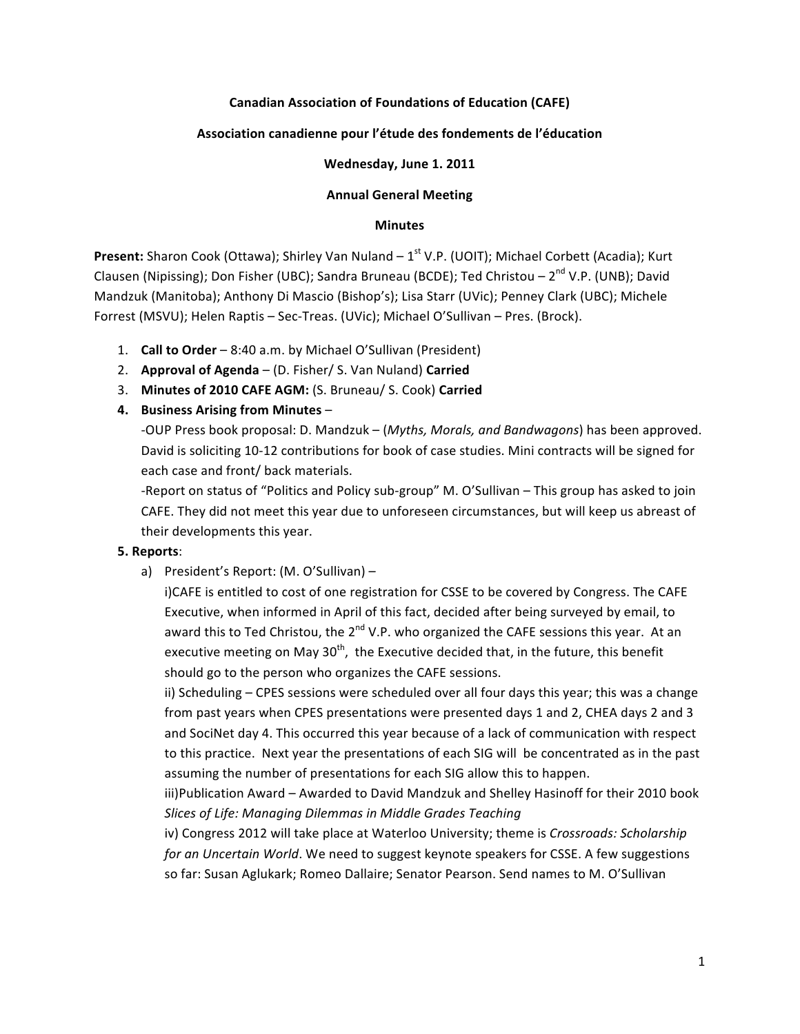**Canadian Association of Foundations of Education (CAFE)**

**Association canadienne pour l'étude des fondements de l'éducation**

**Wednesday, June 1. 2011**

**Annual General Meeting**

**Minutes**

**Present:** Sharon Cook (Ottawa); Shirley Van Nuland – 1st V.P. (UOIT); Michael Corbett (Acadia); Kurt Clausen (Nipissing); Don Fisher (UBC); Sandra Bruneau (BCDE); Ted Christou – 2nd V.P. (UNB); David Mandzuk (Manitoba); Anthony Di Mascio (Bishop's); Lisa Starr (UVic); Penney Clark (UBC); Michele Forrest (MSVU); Helen Raptis – Sec-Treas. (UVic); Michael O'Sullivan – Pres. (Brock).

1. **Call to Order** – 8:40 a.m. by Michael O'Sullivan (President)
2. **Approval of Agenda** – (D. Fisher/ S. Van Nuland) **Carried**
3. **Minutes of 2010 CAFE AGM:** (S. Bruneau/ S. Cook) **Carried**
4. **Business Arising from Minutes** –
   -OUP Press book proposal: D. Mandzuk – (*Myths, Morals, and Bandwagons*) has been approved. David is soliciting 10-12 contributions for book of case studies. Mini contracts will be signed for each case and front/ back materials.
   -Report on status of "Politics and Policy sub-group" M. O'Sullivan – This group has asked to join CAFE. They did not meet this year due to unforeseen circumstances, but will keep us abreast of their developments this year.

**5. Reports**:

a) President's Report: (M. O'Sullivan) –

i)CAFE is entitled to cost of one registration for CSSE to be covered by Congress. The CAFE Executive, when informed in April of this fact, decided after being surveyed by email, to award this to Ted Christou, the 2nd V.P. who organized the CAFE sessions this year. At an executive meeting on May 30th, the Executive decided that, in the future, this benefit should go to the person who organizes the CAFE sessions.

ii) Scheduling – CPES sessions were scheduled over all four days this year; this was a change from past years when CPES presentations were presented days 1 and 2, CHEA days 2 and 3 and SociNet day 4. This occurred this year because of a lack of communication with respect to this practice. Next year the presentations of each SIG will be concentrated as in the past assuming the number of presentations for each SIG allow this to happen.

iii)Publication Award – Awarded to David Mandzuk and Shelley Hasinoff for their 2010 book *Slices of Life: Managing Dilemmas in Middle Grades Teaching*

iv) Congress 2012 will take place at Waterloo University; theme is *Crossroads: Scholarship for an Uncertain World*. We need to suggest keynote speakers for CSSE. A few suggestions so far: Susan Aglukark; Romeo Dallaire; Senator Pearson. Send names to M. O'Sullivan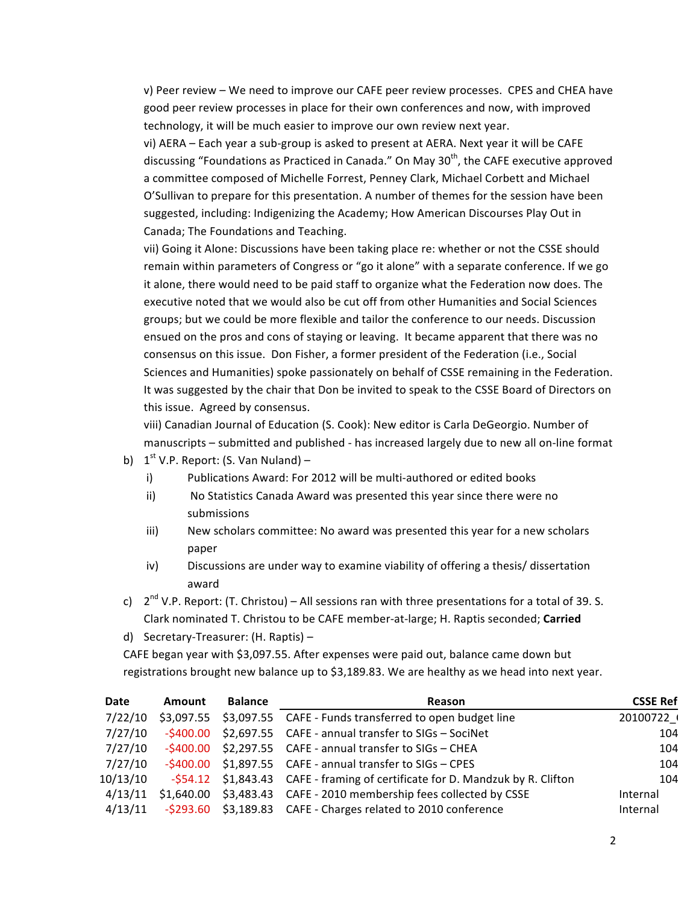v) Peer review – We need to improve our CAFE peer review processes. CPES and CHEA have good peer review processes in place for their own conferences and now, with improved technology, it will be much easier to improve our own review next year.

vi) AERA – Each year a sub-group is asked to present at AERA. Next year it will be CAFE discussing "Foundations as Practiced in Canada." On May 30th, the CAFE executive approved a committee composed of Michelle Forrest, Penney Clark, Michael Corbett and Michael O'Sullivan to prepare for this presentation. A number of themes for the session have been suggested, including: Indigenizing the Academy; How American Discourses Play Out in Canada; The Foundations and Teaching.

vii) Going it Alone: Discussions have been taking place re: whether or not the CSSE should remain within parameters of Congress or "go it alone" with a separate conference. If we go it alone, there would need to be paid staff to organize what the Federation now does. The executive noted that we would also be cut off from other Humanities and Social Sciences groups; but we could be more flexible and tailor the conference to our needs. Discussion ensued on the pros and cons of staying or leaving. It became apparent that there was no consensus on this issue. Don Fisher, a former president of the Federation (i.e., Social Sciences and Humanities) spoke passionately on behalf of CSSE remaining in the Federation. It was suggested by the chair that Don be invited to speak to the CSSE Board of Directors on this issue. Agreed by consensus.

viii) Canadian Journal of Education (S. Cook): New editor is Carla DeGeorgio. Number of manuscripts – submitted and published - has increased largely due to new all on-line format

b) 1st V.P. Report: (S. Van Nuland) –
   i) Publications Award: For 2012 will be multi-authored or edited books
   ii) No Statistics Canada Award was presented this year since there were no submissions
   iii) New scholars committee: No award was presented this year for a new scholars paper
   iv) Discussions are under way to examine viability of offering a thesis/ dissertation award

c) 2nd V.P. Report: (T. Christou) – All sessions ran with three presentations for a total of 39. S. Clark nominated T. Christou to be CAFE member-at-large; H. Raptis seconded; **Carried**

d) Secretary-Treasurer: (H. Raptis) –

CAFE began year with $3,097.55. After expenses were paid out, balance came down but registrations brought new balance up to $3,189.83. We are healthy as we head into next year.

| Date | Amount | Balance | Reason | CSSE Ref |
|---|---|---|---|---|
| 7/22/10 | $3,097.55 | $3,097.55 | CAFE - Funds transferred to open budget line | 20100722_ |
| 7/27/10 | -$400.00 | $2,697.55 | CAFE - annual transfer to SIGs – SociNet | 104 |
| 7/27/10 | -$400.00 | $2,297.55 | CAFE - annual transfer to SIGs – CHEA | 104 |
| 7/27/10 | -$400.00 | $1,897.55 | CAFE - annual transfer to SIGs – CPES | 104 |
| 10/13/10 | -$54.12 | $1,843.43 | CAFE - framing of certificate for D. Mandzuk by R. Clifton | 104 |
| 4/13/11 | $1,640.00 | $3,483.43 | CAFE - 2010 membership fees collected by CSSE | Internal |
| 4/13/11 | -$293.60 | $3,189.83 | CAFE - Charges related to 2010 conference | Internal |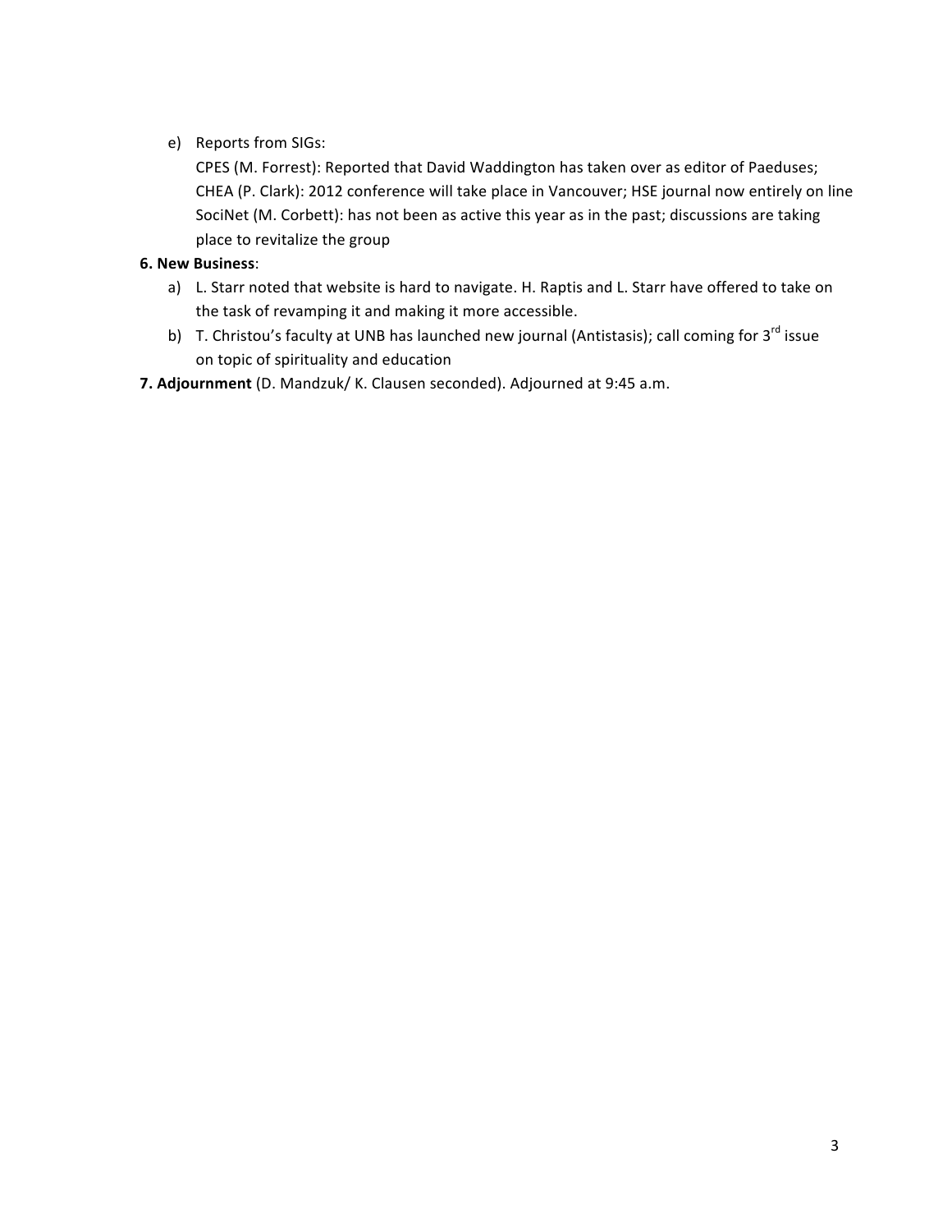e) Reports from SIGs:
   CPES (M. Forrest): Reported that David Waddington has taken over as editor of Paeduses;
   CHEA (P. Clark): 2012 conference will take place in Vancouver; HSE journal now entirely on line
   SociNet (M. Corbett): has not been as active this year as in the past; discussions are taking place to revitalize the group

**6. New Business**:

a) L. Starr noted that website is hard to navigate. H. Raptis and L. Starr have offered to take on the task of revamping it and making it more accessible.
b) T. Christou's faculty at UNB has launched new journal (Antistasis); call coming for 3rd issue on topic of spirituality and education

**7. Adjournment** (D. Mandzuk/ K. Clausen seconded). Adjourned at 9:45 a.m.